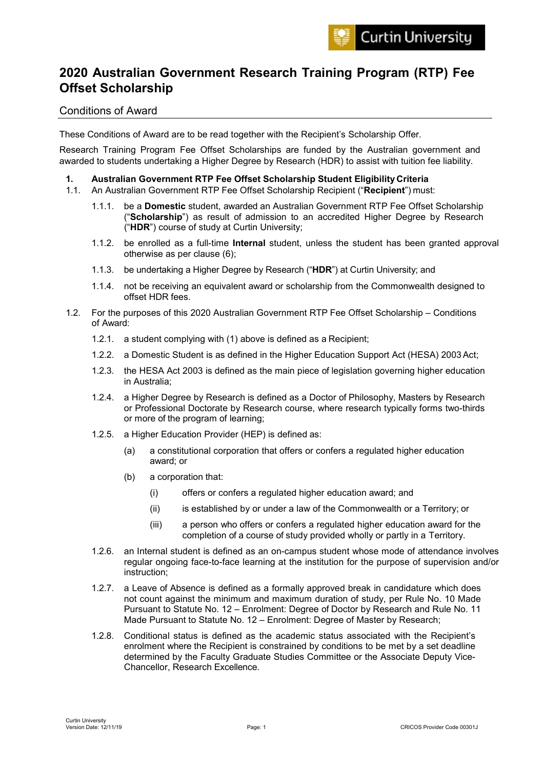# 2020 Australian Government Research Training Program (RTP) Fee Offset Scholarship

## Conditions of Award

These Conditions of Award are to be read together with the Recipient's Scholarship Offer.

Research Training Program Fee Offset Scholarships are funded by the Australian government and awarded to students undertaking a Higher Degree by Research (HDR) to assist with tuition fee liability.

### 1. Australian Government RTP Fee Offset Scholarship Student Eligibility Criteria

1.1. An Australian Government RTP Fee Offset Scholarship Recipient ("**Recipient**") must:

- 1.1.1. be a **Domestic** student, awarded an Australian Government RTP Fee Offset Scholarship ("**Scholarship**") as result of admission to an accredited Higher Degree by Research ("**HDR**") course of study at Curtin University;
- 1.1.2. be enrolled as a full-time **Internal** student, unless the student has been granted approval otherwise as per clause (6);
- 1.1.3. be undertaking a Higher Degree by Research ("**HDR**") at Curtin University; and
- 1.1.4. not be receiving an equivalent award or scholarship from the Commonwealth designed to offset HDR fees.

1.2. For the purposes of this 2020 Australian Government RTP Fee Offset Scholarship – Conditions of Award:

- 1.2.1. a student complying with (1) above is defined as a Recipient;
- 1.2.2. a Domestic Student is as defined in the Higher Education Support Act (HESA) 2003 Act;
- 1.2.3. the HESA Act 2003 is defined as the main piece of legislation governing higher education in Australia;
- 1.2.4. a Higher Degree by Research is defined as a Doctor of Philosophy, Masters by Research or Professional Doctorate by Research course, where research typically forms two-thirds or more of the program of learning;
- 1.2.5. a Higher Education Provider (HEP) is defined as:
  - (a) a constitutional corporation that offers or confers a regulated higher education award; or
  - (b) a corporation that:
    - (i) offers or confers a regulated higher education award; and
    - (ii) is established by or under a law of the Commonwealth or a Territory; or
    - (iii) a person who offers or confers a regulated higher education award for the completion of a course of study provided wholly or partly in a Territory.
- 1.2.6. an Internal student is defined as an on-campus student whose mode of attendance involves regular ongoing face-to-face learning at the institution for the purpose of supervision and/or instruction;
- 1.2.7. a Leave of Absence is defined as a formally approved break in candidature which does not count against the minimum and maximum duration of study, per Rule No. 10 Made Pursuant to Statute No. 12 – Enrolment: Degree of Doctor by Research and Rule No. 11 Made Pursuant to Statute No. 12 – Enrolment: Degree of Master by Research;
- 1.2.8. Conditional status is defined as the academic status associated with the Recipient's enrolment where the Recipient is constrained by conditions to be met by a set deadline determined by the Faculty Graduate Studies Committee or the Associate Deputy Vice-Chancellor, Research Excellence.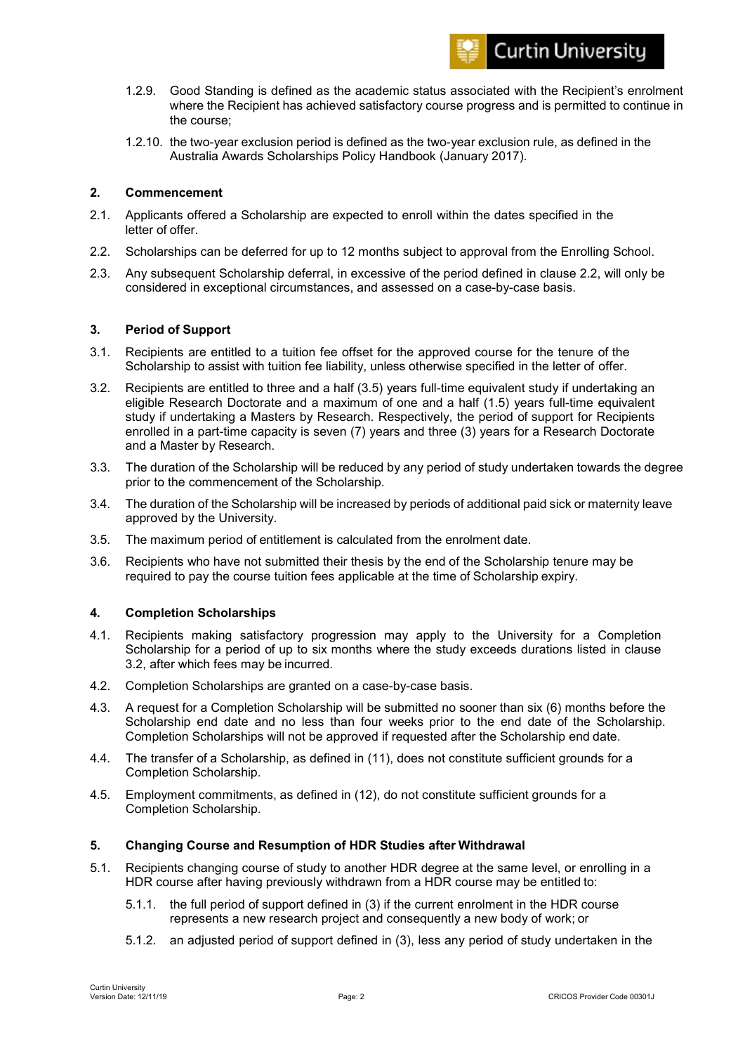1.2.9. Good Standing is defined as the academic status associated with the Recipient's enrolment where the Recipient has achieved satisfactory course progress and is permitted to continue in the course;

1.2.10. the two-year exclusion period is defined as the two-year exclusion rule, as defined in the Australia Awards Scholarships Policy Handbook (January 2017).

## 2. Commencement

2.1. Applicants offered a Scholarship are expected to enroll within the dates specified in the letter of offer.

2.2. Scholarships can be deferred for up to 12 months subject to approval from the Enrolling School.

2.3. Any subsequent Scholarship deferral, in excessive of the period defined in clause 2.2, will only be considered in exceptional circumstances, and assessed on a case-by-case basis.

## 3. Period of Support

3.1. Recipients are entitled to a tuition fee offset for the approved course for the tenure of the Scholarship to assist with tuition fee liability, unless otherwise specified in the letter of offer.

3.2. Recipients are entitled to three and a half (3.5) years full-time equivalent study if undertaking an eligible Research Doctorate and a maximum of one and a half (1.5) years full-time equivalent study if undertaking a Masters by Research. Respectively, the period of support for Recipients enrolled in a part-time capacity is seven (7) years and three (3) years for a Research Doctorate and a Master by Research.

3.3. The duration of the Scholarship will be reduced by any period of study undertaken towards the degree prior to the commencement of the Scholarship.

3.4. The duration of the Scholarship will be increased by periods of additional paid sick or maternity leave approved by the University.

3.5. The maximum period of entitlement is calculated from the enrolment date.

3.6. Recipients who have not submitted their thesis by the end of the Scholarship tenure may be required to pay the course tuition fees applicable at the time of Scholarship expiry.

## 4. Completion Scholarships

4.1. Recipients making satisfactory progression may apply to the University for a Completion Scholarship for a period of up to six months where the study exceeds durations listed in clause 3.2, after which fees may be incurred.

4.2. Completion Scholarships are granted on a case-by-case basis.

4.3. A request for a Completion Scholarship will be submitted no sooner than six (6) months before the Scholarship end date and no less than four weeks prior to the end date of the Scholarship. Completion Scholarships will not be approved if requested after the Scholarship end date.

4.4. The transfer of a Scholarship, as defined in (11), does not constitute sufficient grounds for a Completion Scholarship.

4.5. Employment commitments, as defined in (12), do not constitute sufficient grounds for a Completion Scholarship.

## 5. Changing Course and Resumption of HDR Studies after Withdrawal

5.1. Recipients changing course of study to another HDR degree at the same level, or enrolling in a HDR course after having previously withdrawn from a HDR course may be entitled to:

5.1.1. the full period of support defined in (3) if the current enrolment in the HDR course represents a new research project and consequently a new body of work; or

5.1.2. an adjusted period of support defined in (3), less any period of study undertaken in the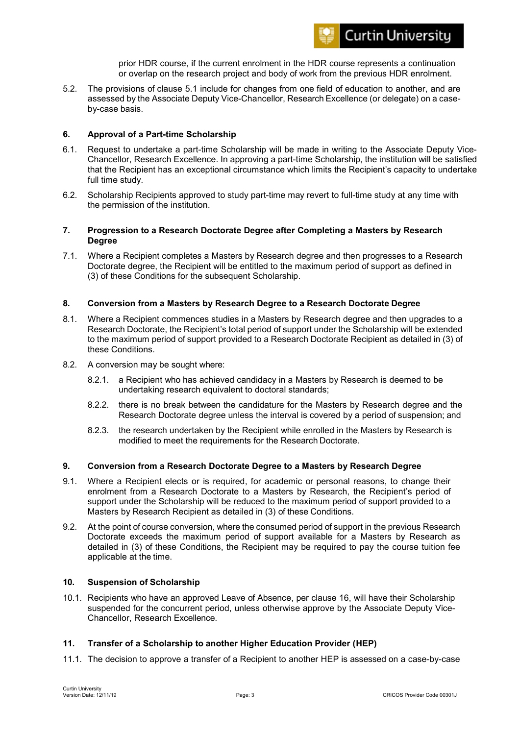prior HDR course, if the current enrolment in the HDR course represents a continuation or overlap on the research project and body of work from the previous HDR enrolment.

5.2. The provisions of clause 5.1 include for changes from one field of education to another, and are assessed by the Associate Deputy Vice-Chancellor, Research Excellence (or delegate) on a case-by-case basis.

### 6. Approval of a Part-time Scholarship

6.1. Request to undertake a part-time Scholarship will be made in writing to the Associate Deputy Vice-Chancellor, Research Excellence. In approving a part-time Scholarship, the institution will be satisfied that the Recipient has an exceptional circumstance which limits the Recipient's capacity to undertake full time study.

6.2. Scholarship Recipients approved to study part-time may revert to full-time study at any time with the permission of the institution.

### 7. Progression to a Research Doctorate Degree after Completing a Masters by Research Degree

7.1. Where a Recipient completes a Masters by Research degree and then progresses to a Research Doctorate degree, the Recipient will be entitled to the maximum period of support as defined in (3) of these Conditions for the subsequent Scholarship.

### 8. Conversion from a Masters by Research Degree to a Research Doctorate Degree

8.1. Where a Recipient commences studies in a Masters by Research degree and then upgrades to a Research Doctorate, the Recipient's total period of support under the Scholarship will be extended to the maximum period of support provided to a Research Doctorate Recipient as detailed in (3) of these Conditions.

8.2. A conversion may be sought where:

- 8.2.1. a Recipient who has achieved candidacy in a Masters by Research is deemed to be undertaking research equivalent to doctoral standards;
- 8.2.2. there is no break between the candidature for the Masters by Research degree and the Research Doctorate degree unless the interval is covered by a period of suspension; and
- 8.2.3. the research undertaken by the Recipient while enrolled in the Masters by Research is modified to meet the requirements for the Research Doctorate.

### 9. Conversion from a Research Doctorate Degree to a Masters by Research Degree

9.1. Where a Recipient elects or is required, for academic or personal reasons, to change their enrolment from a Research Doctorate to a Masters by Research, the Recipient's period of support under the Scholarship will be reduced to the maximum period of support provided to a Masters by Research Recipient as detailed in (3) of these Conditions.

9.2. At the point of course conversion, where the consumed period of support in the previous Research Doctorate exceeds the maximum period of support available for a Masters by Research as detailed in (3) of these Conditions, the Recipient may be required to pay the course tuition fee applicable at the time.

### 10. Suspension of Scholarship

10.1. Recipients who have an approved Leave of Absence, per clause 16, will have their Scholarship suspended for the concurrent period, unless otherwise approve by the Associate Deputy Vice-Chancellor, Research Excellence.

### 11. Transfer of a Scholarship to another Higher Education Provider (HEP)

11.1. The decision to approve a transfer of a Recipient to another HEP is assessed on a case-by-case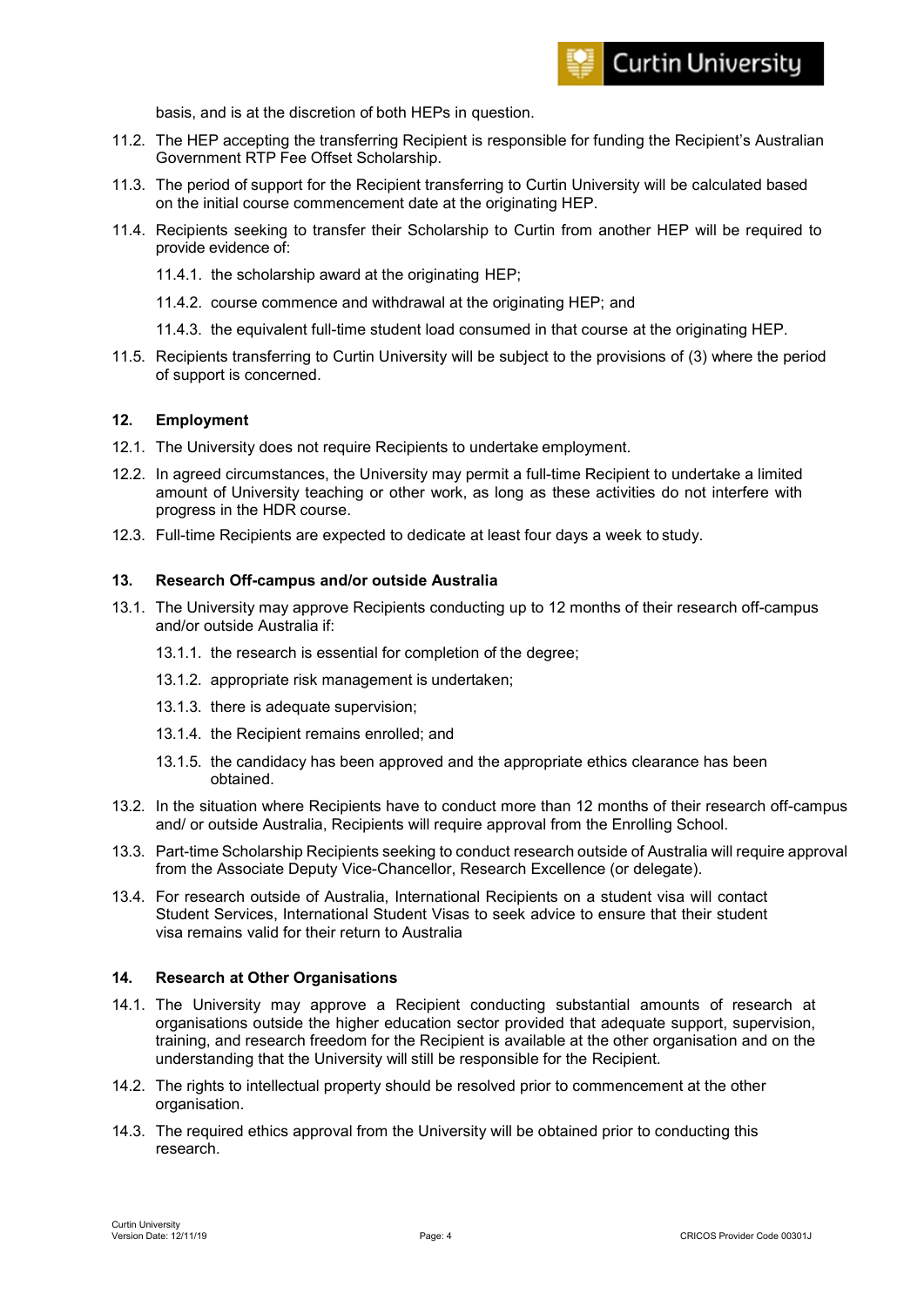basis, and is at the discretion of both HEPs in question.

11.2. The HEP accepting the transferring Recipient is responsible for funding the Recipient's Australian Government RTP Fee Offset Scholarship.

11.3. The period of support for the Recipient transferring to Curtin University will be calculated based on the initial course commencement date at the originating HEP.

11.4. Recipients seeking to transfer their Scholarship to Curtin from another HEP will be required to provide evidence of:

11.4.1. the scholarship award at the originating HEP;

11.4.2. course commence and withdrawal at the originating HEP; and

11.4.3. the equivalent full-time student load consumed in that course at the originating HEP.

11.5. Recipients transferring to Curtin University will be subject to the provisions of (3) where the period of support is concerned.

## 12. Employment

12.1. The University does not require Recipients to undertake employment.

12.2. In agreed circumstances, the University may permit a full-time Recipient to undertake a limited amount of University teaching or other work, as long as these activities do not interfere with progress in the HDR course.

12.3. Full-time Recipients are expected to dedicate at least four days a week to study.

## 13. Research Off-campus and/or outside Australia

13.1. The University may approve Recipients conducting up to 12 months of their research off-campus and/or outside Australia if:

13.1.1. the research is essential for completion of the degree;

13.1.2. appropriate risk management is undertaken;

13.1.3. there is adequate supervision;

13.1.4. the Recipient remains enrolled; and

13.1.5. the candidacy has been approved and the appropriate ethics clearance has been obtained.

13.2. In the situation where Recipients have to conduct more than 12 months of their research off-campus and/ or outside Australia, Recipients will require approval from the Enrolling School.

13.3. Part-time Scholarship Recipients seeking to conduct research outside of Australia will require approval from the Associate Deputy Vice-Chancellor, Research Excellence (or delegate).

13.4. For research outside of Australia, International Recipients on a student visa will contact Student Services, International Student Visas to seek advice to ensure that their student visa remains valid for their return to Australia

## 14. Research at Other Organisations

14.1. The University may approve a Recipient conducting substantial amounts of research at organisations outside the higher education sector provided that adequate support, supervision, training, and research freedom for the Recipient is available at the other organisation and on the understanding that the University will still be responsible for the Recipient.

14.2. The rights to intellectual property should be resolved prior to commencement at the other organisation.

14.3. The required ethics approval from the University will be obtained prior to conducting this research.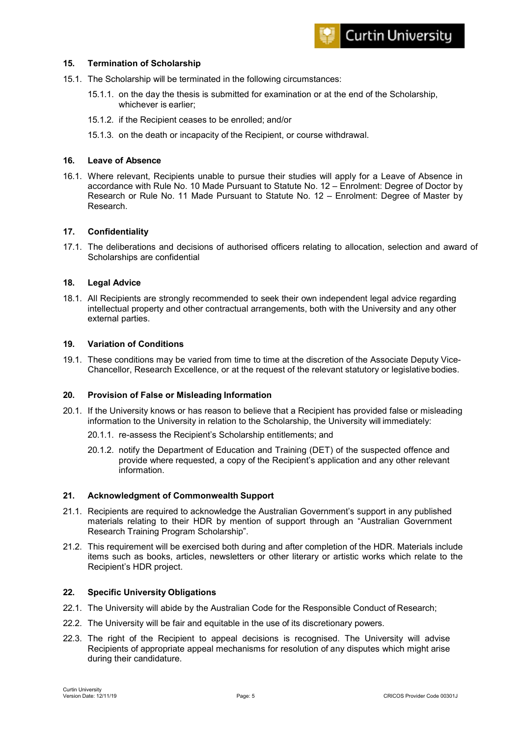## 15. Termination of Scholarship

15.1. The Scholarship will be terminated in the following circumstances:

15.1.1. on the day the thesis is submitted for examination or at the end of the Scholarship, whichever is earlier;

15.1.2. if the Recipient ceases to be enrolled; and/or

15.1.3. on the death or incapacity of the Recipient, or course withdrawal.

## 16. Leave of Absence

16.1. Where relevant, Recipients unable to pursue their studies will apply for a Leave of Absence in accordance with Rule No. 10 Made Pursuant to Statute No. 12 – Enrolment: Degree of Doctor by Research or Rule No. 11 Made Pursuant to Statute No. 12 – Enrolment: Degree of Master by Research.

## 17. Confidentiality

17.1. The deliberations and decisions of authorised officers relating to allocation, selection and award of Scholarships are confidential

## 18. Legal Advice

18.1. All Recipients are strongly recommended to seek their own independent legal advice regarding intellectual property and other contractual arrangements, both with the University and any other external parties.

## 19. Variation of Conditions

19.1. These conditions may be varied from time to time at the discretion of the Associate Deputy Vice-Chancellor, Research Excellence, or at the request of the relevant statutory or legislative bodies.

## 20. Provision of False or Misleading Information

20.1. If the University knows or has reason to believe that a Recipient has provided false or misleading information to the University in relation to the Scholarship, the University will immediately:

20.1.1. re-assess the Recipient's Scholarship entitlements; and

20.1.2. notify the Department of Education and Training (DET) of the suspected offence and provide where requested, a copy of the Recipient's application and any other relevant information.

## 21. Acknowledgment of Commonwealth Support

21.1. Recipients are required to acknowledge the Australian Government's support in any published materials relating to their HDR by mention of support through an "Australian Government Research Training Program Scholarship".

21.2. This requirement will be exercised both during and after completion of the HDR. Materials include items such as books, articles, newsletters or other literary or artistic works which relate to the Recipient's HDR project.

## 22. Specific University Obligations

22.1. The University will abide by the Australian Code for the Responsible Conduct of Research;

22.2. The University will be fair and equitable in the use of its discretionary powers.

22.3. The right of the Recipient to appeal decisions is recognised. The University will advise Recipients of appropriate appeal mechanisms for resolution of any disputes which might arise during their candidature.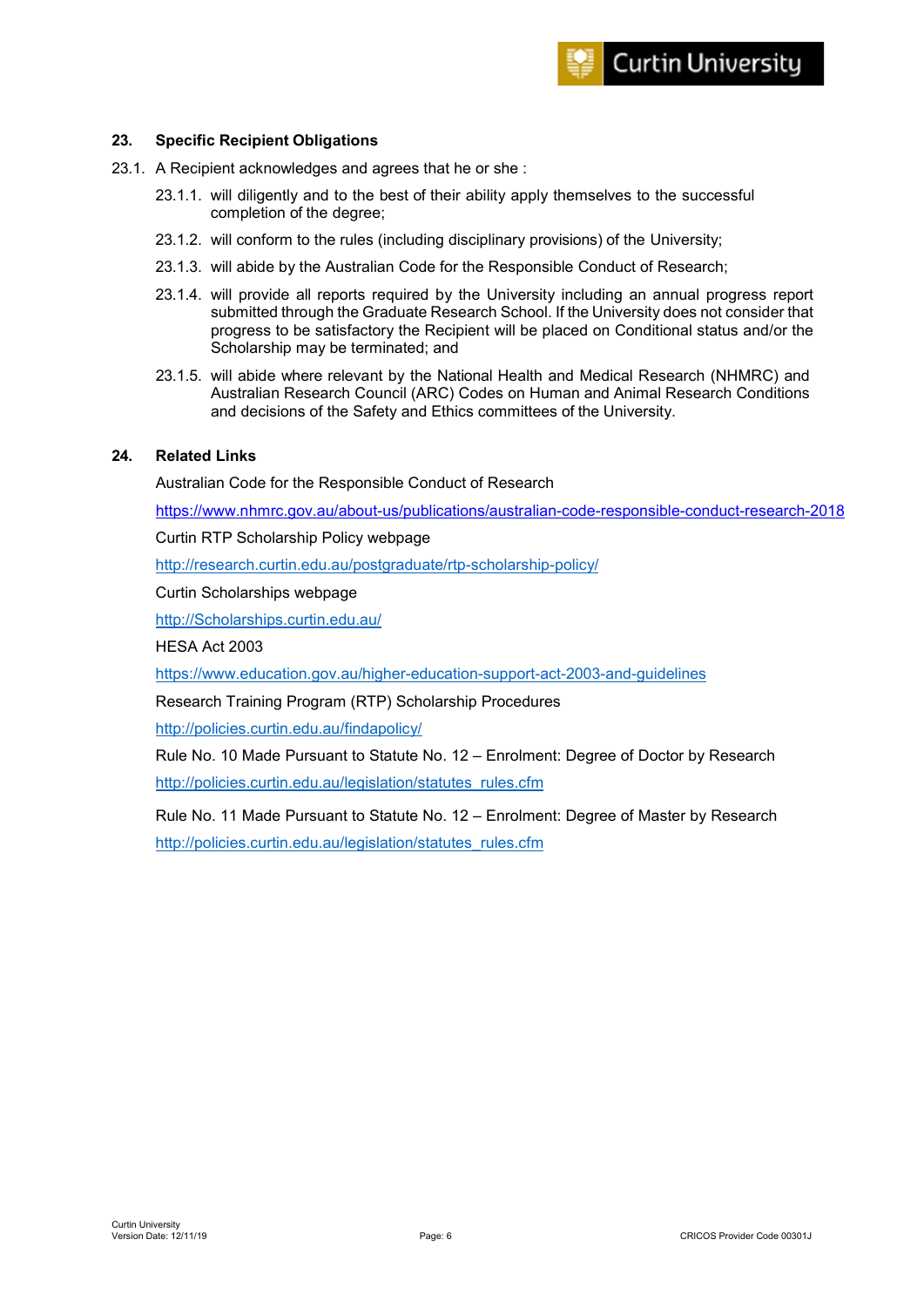## 23. Specific Recipient Obligations

23.1. A Recipient acknowledges and agrees that he or she :

- 23.1.1. will diligently and to the best of their ability apply themselves to the successful completion of the degree;
- 23.1.2. will conform to the rules (including disciplinary provisions) of the University;
- 23.1.3. will abide by the Australian Code for the Responsible Conduct of Research;
- 23.1.4. will provide all reports required by the University including an annual progress report submitted through the Graduate Research School. If the University does not consider that progress to be satisfactory the Recipient will be placed on Conditional status and/or the Scholarship may be terminated; and
- 23.1.5. will abide where relevant by the National Health and Medical Research (NHMRC) and Australian Research Council (ARC) Codes on Human and Animal Research Conditions and decisions of the Safety and Ethics committees of the University.

## 24. Related Links

Australian Code for the Responsible Conduct of Research

https://www.nhmrc.gov.au/about-us/publications/australian-code-responsible-conduct-research-2018

Curtin RTP Scholarship Policy webpage

http://research.curtin.edu.au/postgraduate/rtp-scholarship-policy/

Curtin Scholarships webpage

http://Scholarships.curtin.edu.au/

HESA Act 2003

https://www.education.gov.au/higher-education-support-act-2003-and-guidelines

Research Training Program (RTP) Scholarship Procedures

http://policies.curtin.edu.au/findapolicy/

Rule No. 10 Made Pursuant to Statute No. 12 – Enrolment: Degree of Doctor by Research

http://policies.curtin.edu.au/legislation/statutes_rules.cfm

Rule No. 11 Made Pursuant to Statute No. 12 – Enrolment: Degree of Master by Research

http://policies.curtin.edu.au/legislation/statutes_rules.cfm